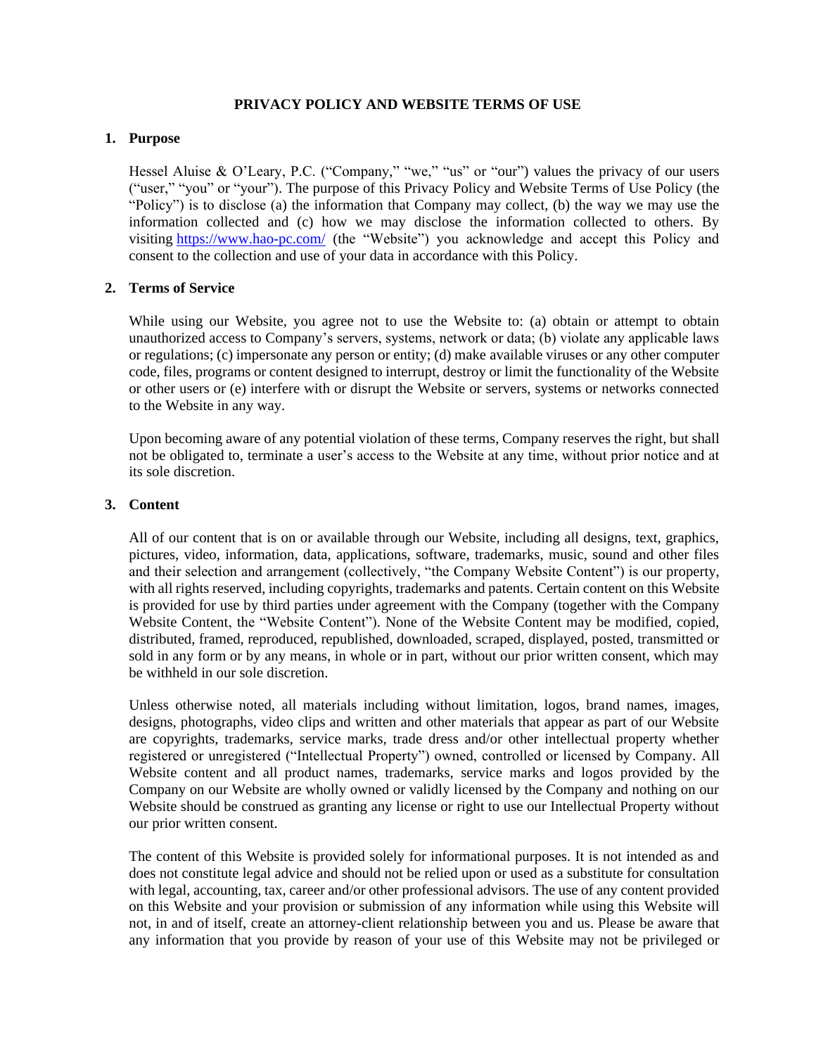# PRIVACY POLICY AND WEBSITE TERMS OF USE

## 1. Purpose

Hessel Aluise & O'Leary, P.C. ("Company," "we," "us" or "our") values the privacy of our users ("user," "you" or "your"). The purpose of this Privacy Policy and Website Terms of Use Policy (the "Policy") is to disclose (a) the information that Company may collect, (b) the way we may use the information collected and (c) how we may disclose the information collected to others. By visiting https://www.hao-pc.com/ (the "Website") you acknowledge and accept this Policy and consent to the collection and use of your data in accordance with this Policy.

## 2. Terms of Service

While using our Website, you agree not to use the Website to: (a) obtain or attempt to obtain unauthorized access to Company's servers, systems, network or data; (b) violate any applicable laws or regulations; (c) impersonate any person or entity; (d) make available viruses or any other computer code, files, programs or content designed to interrupt, destroy or limit the functionality of the Website or other users or (e) interfere with or disrupt the Website or servers, systems or networks connected to the Website in any way.

Upon becoming aware of any potential violation of these terms, Company reserves the right, but shall not be obligated to, terminate a user's access to the Website at any time, without prior notice and at its sole discretion.

## 3. Content

All of our content that is on or available through our Website, including all designs, text, graphics, pictures, video, information, data, applications, software, trademarks, music, sound and other files and their selection and arrangement (collectively, "the Company Website Content") is our property, with all rights reserved, including copyrights, trademarks and patents. Certain content on this Website is provided for use by third parties under agreement with the Company (together with the Company Website Content, the "Website Content"). None of the Website Content may be modified, copied, distributed, framed, reproduced, republished, downloaded, scraped, displayed, posted, transmitted or sold in any form or by any means, in whole or in part, without our prior written consent, which may be withheld in our sole discretion.

Unless otherwise noted, all materials including without limitation, logos, brand names, images, designs, photographs, video clips and written and other materials that appear as part of our Website are copyrights, trademarks, service marks, trade dress and/or other intellectual property whether registered or unregistered ("Intellectual Property") owned, controlled or licensed by Company. All Website content and all product names, trademarks, service marks and logos provided by the Company on our Website are wholly owned or validly licensed by the Company and nothing on our Website should be construed as granting any license or right to use our Intellectual Property without our prior written consent.

The content of this Website is provided solely for informational purposes. It is not intended as and does not constitute legal advice and should not be relied upon or used as a substitute for consultation with legal, accounting, tax, career and/or other professional advisors. The use of any content provided on this Website and your provision or submission of any information while using this Website will not, in and of itself, create an attorney-client relationship between you and us. Please be aware that any information that you provide by reason of your use of this Website may not be privileged or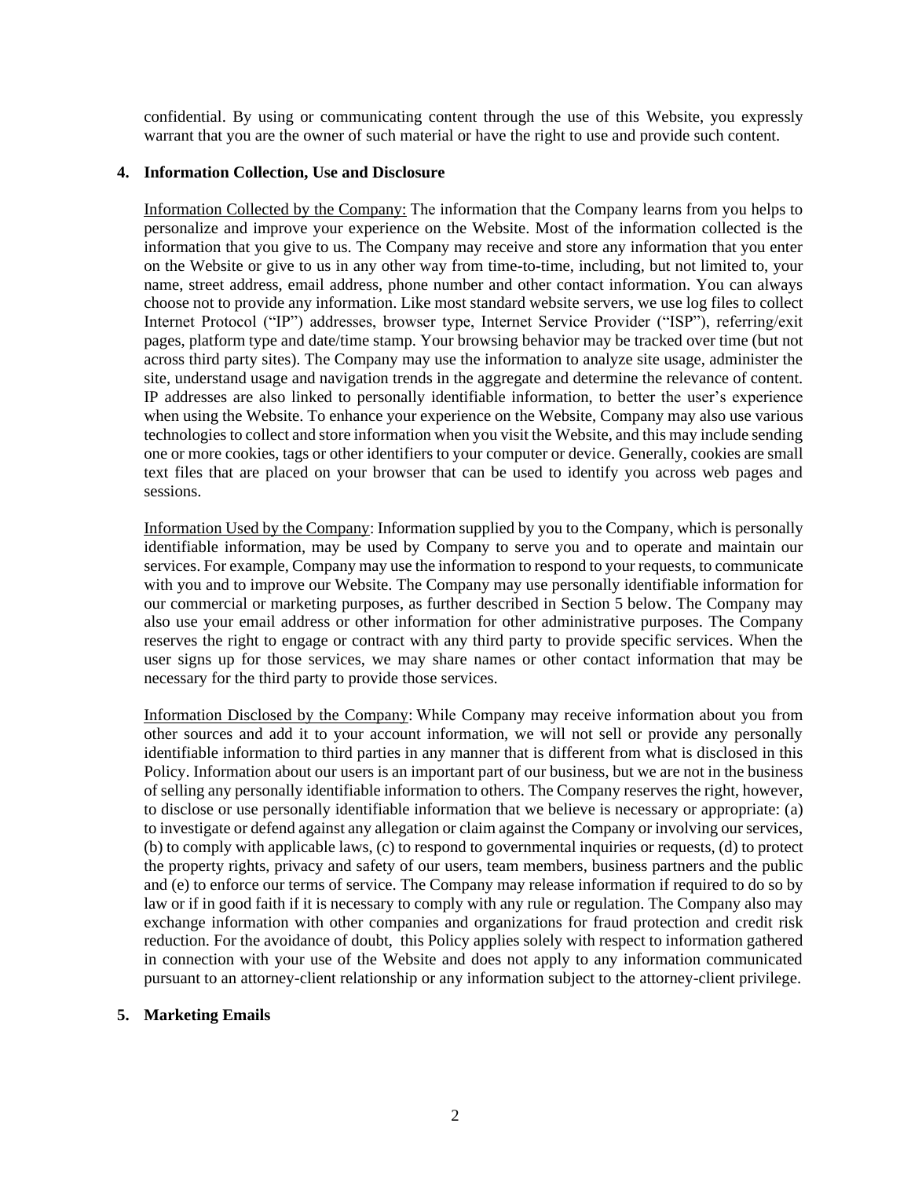confidential. By using or communicating content through the use of this Website, you expressly warrant that you are the owner of such material or have the right to use and provide such content.

## 4. Information Collection, Use and Disclosure

Information Collected by the Company: The information that the Company learns from you helps to personalize and improve your experience on the Website. Most of the information collected is the information that you give to us. The Company may receive and store any information that you enter on the Website or give to us in any other way from time-to-time, including, but not limited to, your name, street address, email address, phone number and other contact information. You can always choose not to provide any information. Like most standard website servers, we use log files to collect Internet Protocol ("IP") addresses, browser type, Internet Service Provider ("ISP"), referring/exit pages, platform type and date/time stamp. Your browsing behavior may be tracked over time (but not across third party sites). The Company may use the information to analyze site usage, administer the site, understand usage and navigation trends in the aggregate and determine the relevance of content. IP addresses are also linked to personally identifiable information, to better the user's experience when using the Website. To enhance your experience on the Website, Company may also use various technologies to collect and store information when you visit the Website, and this may include sending one or more cookies, tags or other identifiers to your computer or device. Generally, cookies are small text files that are placed on your browser that can be used to identify you across web pages and sessions.

Information Used by the Company: Information supplied by you to the Company, which is personally identifiable information, may be used by Company to serve you and to operate and maintain our services. For example, Company may use the information to respond to your requests, to communicate with you and to improve our Website. The Company may use personally identifiable information for our commercial or marketing purposes, as further described in Section 5 below. The Company may also use your email address or other information for other administrative purposes. The Company reserves the right to engage or contract with any third party to provide specific services. When the user signs up for those services, we may share names or other contact information that may be necessary for the third party to provide those services.

Information Disclosed by the Company: While Company may receive information about you from other sources and add it to your account information, we will not sell or provide any personally identifiable information to third parties in any manner that is different from what is disclosed in this Policy. Information about our users is an important part of our business, but we are not in the business of selling any personally identifiable information to others. The Company reserves the right, however, to disclose or use personally identifiable information that we believe is necessary or appropriate: (a) to investigate or defend against any allegation or claim against the Company or involving our services, (b) to comply with applicable laws, (c) to respond to governmental inquiries or requests, (d) to protect the property rights, privacy and safety of our users, team members, business partners and the public and (e) to enforce our terms of service. The Company may release information if required to do so by law or if in good faith if it is necessary to comply with any rule or regulation. The Company also may exchange information with other companies and organizations for fraud protection and credit risk reduction. For the avoidance of doubt, this Policy applies solely with respect to information gathered in connection with your use of the Website and does not apply to any information communicated pursuant to an attorney-client relationship or any information subject to the attorney-client privilege.

## 5. Marketing Emails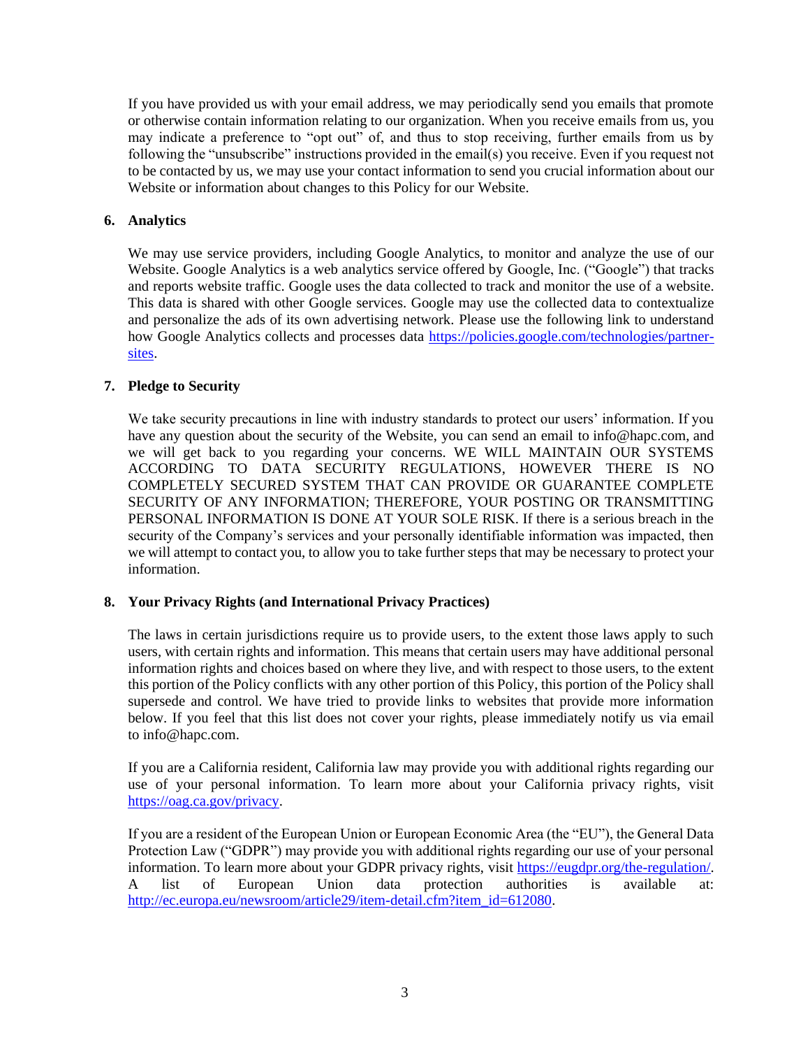If you have provided us with your email address, we may periodically send you emails that promote or otherwise contain information relating to our organization. When you receive emails from us, you may indicate a preference to "opt out" of, and thus to stop receiving, further emails from us by following the "unsubscribe" instructions provided in the email(s) you receive. Even if you request not to be contacted by us, we may use your contact information to send you crucial information about our Website or information about changes to this Policy for our Website.

**6. Analytics**

We may use service providers, including Google Analytics, to monitor and analyze the use of our Website. Google Analytics is a web analytics service offered by Google, Inc. ("Google") that tracks and reports website traffic. Google uses the data collected to track and monitor the use of a website. This data is shared with other Google services. Google may use the collected data to contextualize and personalize the ads of its own advertising network. Please use the following link to understand how Google Analytics collects and processes data [https://policies.google.com/technologies/partner-sites](https://policies.google.com/technologies/partner-sites).

**7. Pledge to Security**

We take security precautions in line with industry standards to protect our users' information. If you have any question about the security of the Website, you can send an email to info@hapc.com, and we will get back to you regarding your concerns. WE WILL MAINTAIN OUR SYSTEMS ACCORDING TO DATA SECURITY REGULATIONS, HOWEVER THERE IS NO COMPLETELY SECURED SYSTEM THAT CAN PROVIDE OR GUARANTEE COMPLETE SECURITY OF ANY INFORMATION; THEREFORE, YOUR POSTING OR TRANSMITTING PERSONAL INFORMATION IS DONE AT YOUR SOLE RISK. If there is a serious breach in the security of the Company's services and your personally identifiable information was impacted, then we will attempt to contact you, to allow you to take further steps that may be necessary to protect your information.

**8. Your Privacy Rights (and International Privacy Practices)**

The laws in certain jurisdictions require us to provide users, to the extent those laws apply to such users, with certain rights and information. This means that certain users may have additional personal information rights and choices based on where they live, and with respect to those users, to the extent this portion of the Policy conflicts with any other portion of this Policy, this portion of the Policy shall supersede and control. We have tried to provide links to websites that provide more information below. If you feel that this list does not cover your rights, please immediately notify us via email to info@hapc.com.

If you are a California resident, California law may provide you with additional rights regarding our use of your personal information. To learn more about your California privacy rights, visit [https://oag.ca.gov/privacy](https://oag.ca.gov/privacy).

If you are a resident of the European Union or European Economic Area (the "EU"), the General Data Protection Law ("GDPR") may provide you with additional rights regarding our use of your personal information. To learn more about your GDPR privacy rights, visit [https://eugdpr.org/the-regulation/](https://eugdpr.org/the-regulation/). A list of European Union data protection authorities is available at: [http://ec.europa.eu/newsroom/article29/item-detail.cfm?item_id=612080](http://ec.europa.eu/newsroom/article29/item-detail.cfm?item_id=612080).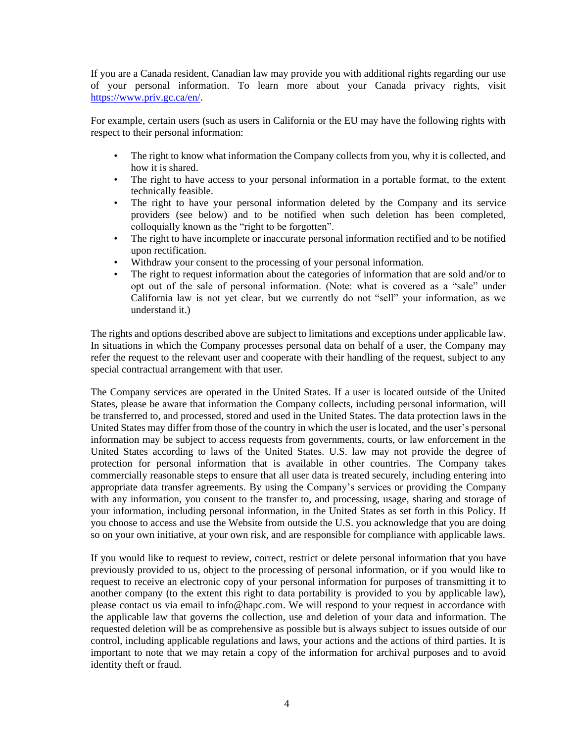If you are a Canada resident, Canadian law may provide you with additional rights regarding our use of your personal information. To learn more about your Canada privacy rights, visit [https://www.priv.gc.ca/en/](https://www.priv.gc.ca/en/).

For example, certain users (such as users in California or the EU may have the following rights with respect to their personal information:

- The right to know what information the Company collects from you, why it is collected, and how it is shared.
- The right to have access to your personal information in a portable format, to the extent technically feasible.
- The right to have your personal information deleted by the Company and its service providers (see below) and to be notified when such deletion has been completed, colloquially known as the "right to be forgotten".
- The right to have incomplete or inaccurate personal information rectified and to be notified upon rectification.
- Withdraw your consent to the processing of your personal information.
- The right to request information about the categories of information that are sold and/or to opt out of the sale of personal information. (Note: what is covered as a "sale" under California law is not yet clear, but we currently do not "sell" your information, as we understand it.)

The rights and options described above are subject to limitations and exceptions under applicable law. In situations in which the Company processes personal data on behalf of a user, the Company may refer the request to the relevant user and cooperate with their handling of the request, subject to any special contractual arrangement with that user.

The Company services are operated in the United States. If a user is located outside of the United States, please be aware that information the Company collects, including personal information, will be transferred to, and processed, stored and used in the United States. The data protection laws in the United States may differ from those of the country in which the user is located, and the user's personal information may be subject to access requests from governments, courts, or law enforcement in the United States according to laws of the United States. U.S. law may not provide the degree of protection for personal information that is available in other countries. The Company takes commercially reasonable steps to ensure that all user data is treated securely, including entering into appropriate data transfer agreements. By using the Company's services or providing the Company with any information, you consent to the transfer to, and processing, usage, sharing and storage of your information, including personal information, in the United States as set forth in this Policy. If you choose to access and use the Website from outside the U.S. you acknowledge that you are doing so on your own initiative, at your own risk, and are responsible for compliance with applicable laws.

If you would like to request to review, correct, restrict or delete personal information that you have previously provided to us, object to the processing of personal information, or if you would like to request to receive an electronic copy of your personal information for purposes of transmitting it to another company (to the extent this right to data portability is provided to you by applicable law), please contact us via email to info@hapc.com. We will respond to your request in accordance with the applicable law that governs the collection, use and deletion of your data and information. The requested deletion will be as comprehensive as possible but is always subject to issues outside of our control, including applicable regulations and laws, your actions and the actions of third parties. It is important to note that we may retain a copy of the information for archival purposes and to avoid identity theft or fraud.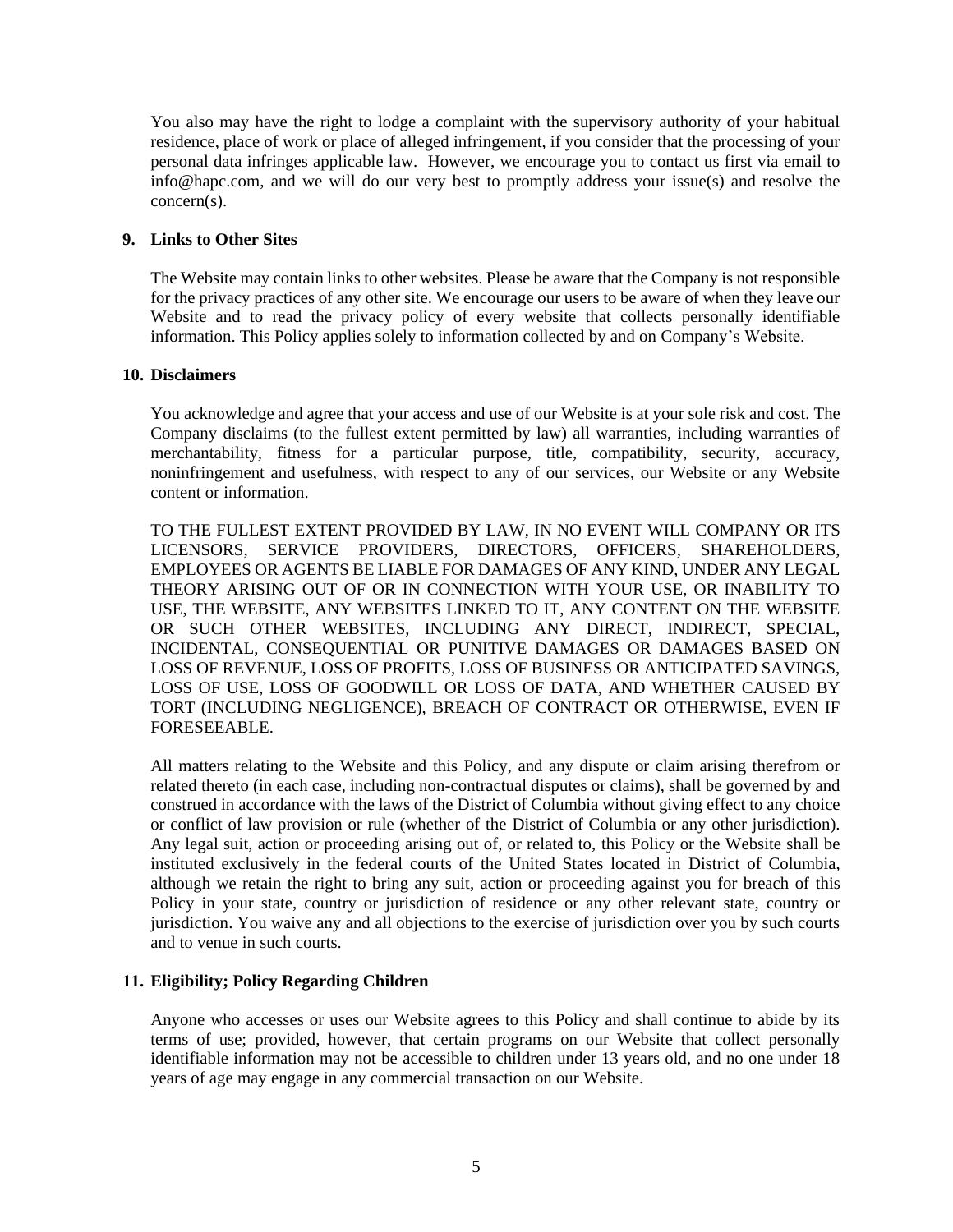You also may have the right to lodge a complaint with the supervisory authority of your habitual residence, place of work or place of alleged infringement, if you consider that the processing of your personal data infringes applicable law. However, we encourage you to contact us first via email to info@hapc.com, and we will do our very best to promptly address your issue(s) and resolve the concern(s).

## 9. Links to Other Sites

The Website may contain links to other websites. Please be aware that the Company is not responsible for the privacy practices of any other site. We encourage our users to be aware of when they leave our Website and to read the privacy policy of every website that collects personally identifiable information. This Policy applies solely to information collected by and on Company's Website.

## 10. Disclaimers

You acknowledge and agree that your access and use of our Website is at your sole risk and cost. The Company disclaims (to the fullest extent permitted by law) all warranties, including warranties of merchantability, fitness for a particular purpose, title, compatibility, security, accuracy, noninfringement and usefulness, with respect to any of our services, our Website or any Website content or information.

TO THE FULLEST EXTENT PROVIDED BY LAW, IN NO EVENT WILL COMPANY OR ITS LICENSORS, SERVICE PROVIDERS, DIRECTORS, OFFICERS, SHAREHOLDERS, EMPLOYEES OR AGENTS BE LIABLE FOR DAMAGES OF ANY KIND, UNDER ANY LEGAL THEORY ARISING OUT OF OR IN CONNECTION WITH YOUR USE, OR INABILITY TO USE, THE WEBSITE, ANY WEBSITES LINKED TO IT, ANY CONTENT ON THE WEBSITE OR SUCH OTHER WEBSITES, INCLUDING ANY DIRECT, INDIRECT, SPECIAL, INCIDENTAL, CONSEQUENTIAL OR PUNITIVE DAMAGES OR DAMAGES BASED ON LOSS OF REVENUE, LOSS OF PROFITS, LOSS OF BUSINESS OR ANTICIPATED SAVINGS, LOSS OF USE, LOSS OF GOODWILL OR LOSS OF DATA, AND WHETHER CAUSED BY TORT (INCLUDING NEGLIGENCE), BREACH OF CONTRACT OR OTHERWISE, EVEN IF FORESEEABLE.

All matters relating to the Website and this Policy, and any dispute or claim arising therefrom or related thereto (in each case, including non-contractual disputes or claims), shall be governed by and construed in accordance with the laws of the District of Columbia without giving effect to any choice or conflict of law provision or rule (whether of the District of Columbia or any other jurisdiction). Any legal suit, action or proceeding arising out of, or related to, this Policy or the Website shall be instituted exclusively in the federal courts of the United States located in District of Columbia, although we retain the right to bring any suit, action or proceeding against you for breach of this Policy in your state, country or jurisdiction of residence or any other relevant state, country or jurisdiction. You waive any and all objections to the exercise of jurisdiction over you by such courts and to venue in such courts.

## 11. Eligibility; Policy Regarding Children

Anyone who accesses or uses our Website agrees to this Policy and shall continue to abide by its terms of use; provided, however, that certain programs on our Website that collect personally identifiable information may not be accessible to children under 13 years old, and no one under 18 years of age may engage in any commercial transaction on our Website.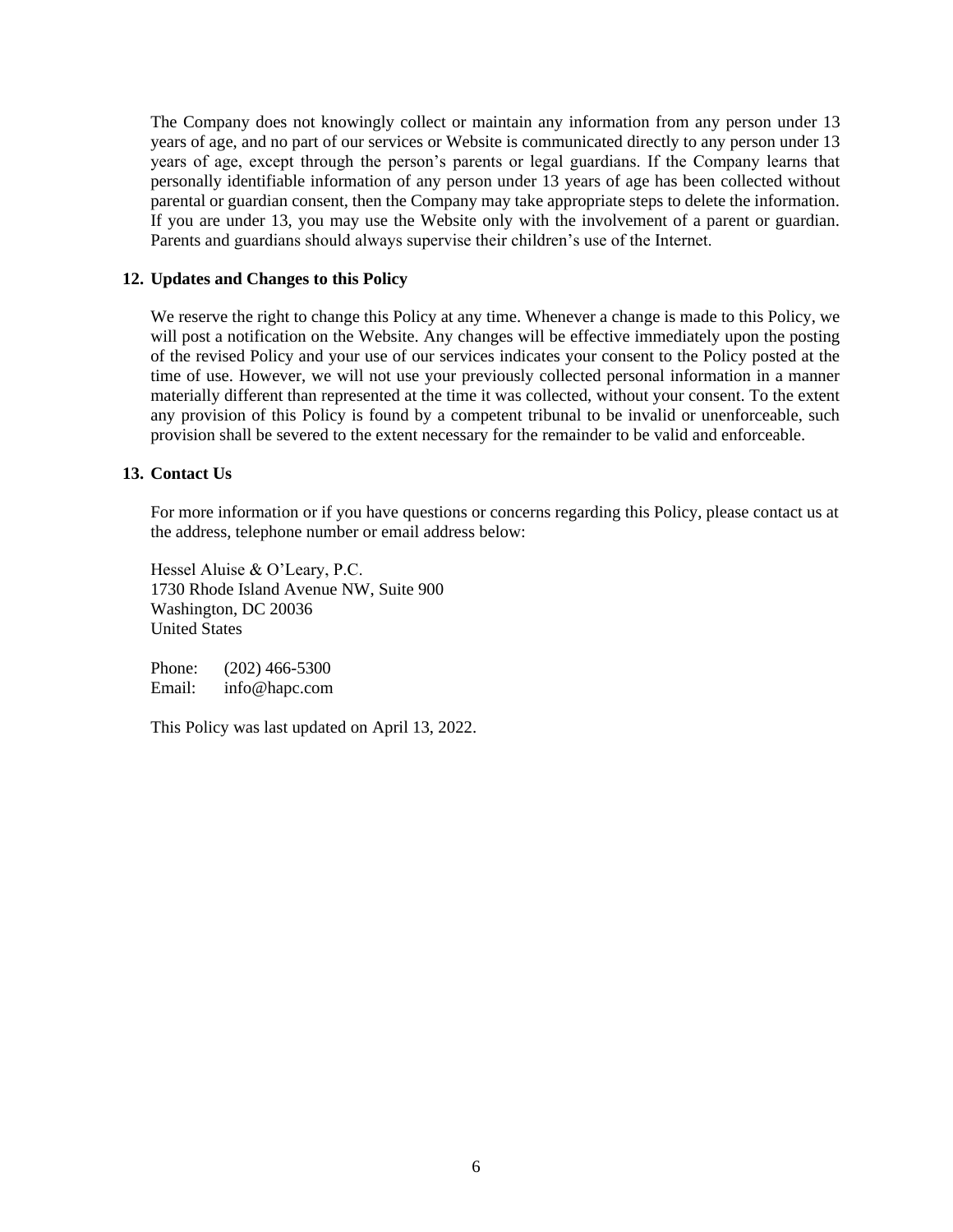The Company does not knowingly collect or maintain any information from any person under 13 years of age, and no part of our services or Website is communicated directly to any person under 13 years of age, except through the person's parents or legal guardians. If the Company learns that personally identifiable information of any person under 13 years of age has been collected without parental or guardian consent, then the Company may take appropriate steps to delete the information. If you are under 13, you may use the Website only with the involvement of a parent or guardian. Parents and guardians should always supervise their children's use of the Internet.

## 12. Updates and Changes to this Policy

We reserve the right to change this Policy at any time. Whenever a change is made to this Policy, we will post a notification on the Website. Any changes will be effective immediately upon the posting of the revised Policy and your use of our services indicates your consent to the Policy posted at the time of use. However, we will not use your previously collected personal information in a manner materially different than represented at the time it was collected, without your consent. To the extent any provision of this Policy is found by a competent tribunal to be invalid or unenforceable, such provision shall be severed to the extent necessary for the remainder to be valid and enforceable.

## 13. Contact Us

For more information or if you have questions or concerns regarding this Policy, please contact us at the address, telephone number or email address below:

Hessel Aluise & O'Leary, P.C.
1730 Rhode Island Avenue NW, Suite 900
Washington, DC 20036
United States

Phone: (202) 466-5300
Email: info@hapc.com

This Policy was last updated on April 13, 2022.